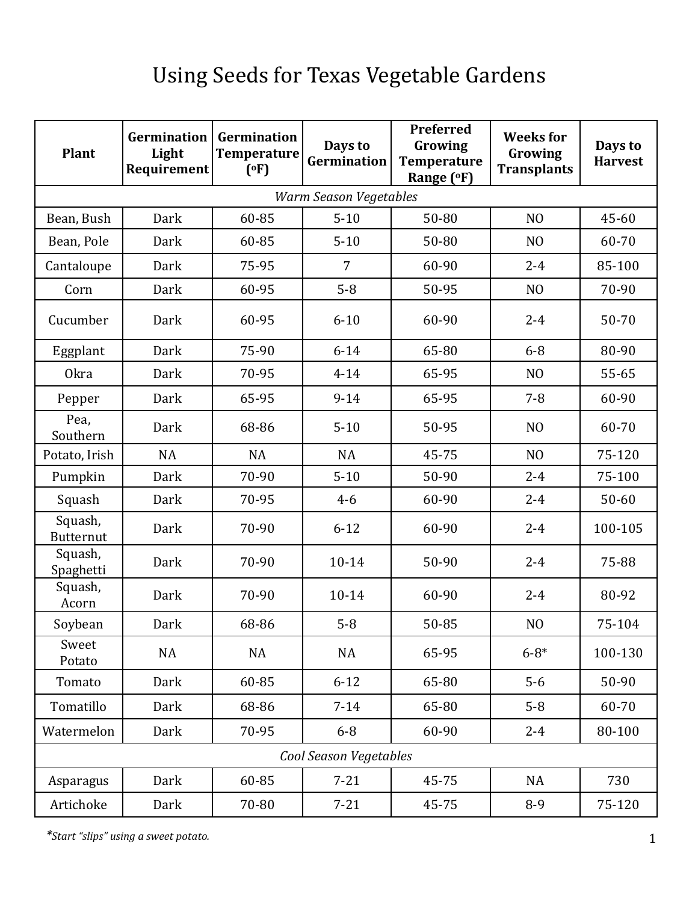# Using Seeds for Texas Vegetable Gardens

| Plant | Germination Light Requirement | Germination Temperature (°F) | Days to Germination | Preferred Growing Temperature Range (°F) | Weeks for Growing Transplants | Days to Harvest |
|---|---|---|---|---|---|---|
| *Warm Season Vegetables* | | | | | | |
| Bean, Bush | Dark | 60-85 | 5-10 | 50-80 | NO | 45-60 |
| Bean, Pole | Dark | 60-85 | 5-10 | 50-80 | NO | 60-70 |
| Cantaloupe | Dark | 75-95 | 7 | 60-90 | 2-4 | 85-100 |
| Corn | Dark | 60-95 | 5-8 | 50-95 | NO | 70-90 |
| Cucumber | Dark | 60-95 | 6-10 | 60-90 | 2-4 | 50-70 |
| Eggplant | Dark | 75-90 | 6-14 | 65-80 | 6-8 | 80-90 |
| Okra | Dark | 70-95 | 4-14 | 65-95 | NO | 55-65 |
| Pepper | Dark | 65-95 | 9-14 | 65-95 | 7-8 | 60-90 |
| Pea, Southern | Dark | 68-86 | 5-10 | 50-95 | NO | 60-70 |
| Potato, Irish | NA | NA | NA | 45-75 | NO | 75-120 |
| Pumpkin | Dark | 70-90 | 5-10 | 50-90 | 2-4 | 75-100 |
| Squash | Dark | 70-95 | 4-6 | 60-90 | 2-4 | 50-60 |
| Squash, Butternut | Dark | 70-90 | 6-12 | 60-90 | 2-4 | 100-105 |
| Squash, Spaghetti | Dark | 70-90 | 10-14 | 50-90 | 2-4 | 75-88 |
| Squash, Acorn | Dark | 70-90 | 10-14 | 60-90 | 2-4 | 80-92 |
| Soybean | Dark | 68-86 | 5-8 | 50-85 | NO | 75-104 |
| Sweet Potato | NA | NA | NA | 65-95 | 6-8* | 100-130 |
| Tomato | Dark | 60-85 | 6-12 | 65-80 | 5-6 | 50-90 |
| Tomatillo | Dark | 68-86 | 7-14 | 65-80 | 5-8 | 60-70 |
| Watermelon | Dark | 70-95 | 6-8 | 60-90 | 2-4 | 80-100 |
| *Cool Season Vegetables* | | | | | | |
| Asparagus | Dark | 60-85 | 7-21 | 45-75 | NA | 730 |
| Artichoke | Dark | 70-80 | 7-21 | 45-75 | 8-9 | 75-120 |

*\*Start "slips" using a sweet potato.*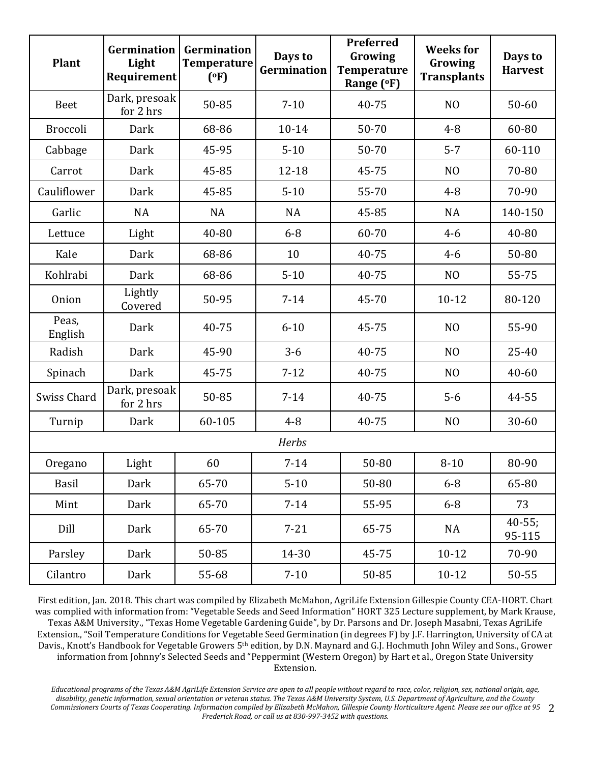| Plant | Germination Light Requirement | Germination Temperature (°F) | Days to Germination | Preferred Growing Temperature Range (°F) | Weeks for Growing Transplants | Days to Harvest |
|---|---|---|---|---|---|---|
| Beet | Dark, presoak for 2 hrs | 50-85 | 7-10 | 40-75 | NO | 50-60 |
| Broccoli | Dark | 68-86 | 10-14 | 50-70 | 4-8 | 60-80 |
| Cabbage | Dark | 45-95 | 5-10 | 50-70 | 5-7 | 60-110 |
| Carrot | Dark | 45-85 | 12-18 | 45-75 | NO | 70-80 |
| Cauliflower | Dark | 45-85 | 5-10 | 55-70 | 4-8 | 70-90 |
| Garlic | NA | NA | NA | 45-85 | NA | 140-150 |
| Lettuce | Light | 40-80 | 6-8 | 60-70 | 4-6 | 40-80 |
| Kale | Dark | 68-86 | 10 | 40-75 | 4-6 | 50-80 |
| Kohlrabi | Dark | 68-86 | 5-10 | 40-75 | NO | 55-75 |
| Onion | Lightly Covered | 50-95 | 7-14 | 45-70 | 10-12 | 80-120 |
| Peas, English | Dark | 40-75 | 6-10 | 45-75 | NO | 55-90 |
| Radish | Dark | 45-90 | 3-6 | 40-75 | NO | 25-40 |
| Spinach | Dark | 45-75 | 7-12 | 40-75 | NO | 40-60 |
| Swiss Chard | Dark, presoak for 2 hrs | 50-85 | 7-14 | 40-75 | 5-6 | 44-55 |
| Turnip | Dark | 60-105 | 4-8 | 40-75 | NO | 30-60 |
| *Herbs* | | | | | | |
| Oregano | Light | 60 | 7-14 | 50-80 | 8-10 | 80-90 |
| Basil | Dark | 65-70 | 5-10 | 50-80 | 6-8 | 65-80 |
| Mint | Dark | 65-70 | 7-14 | 55-95 | 6-8 | 73 |
| Dill | Dark | 65-70 | 7-21 | 65-75 | NA | 40-55; 95-115 |
| Parsley | Dark | 50-85 | 14-30 | 45-75 | 10-12 | 70-90 |
| Cilantro | Dark | 55-68 | 7-10 | 50-85 | 10-12 | 50-55 |

First edition, Jan. 2018. This chart was compiled by Elizabeth McMahon, AgriLife Extension Gillespie County CEA-HORT. Chart was complied with information from: "Vegetable Seeds and Seed Information" HORT 325 Lecture supplement, by Mark Krause, Texas A&M University., "Texas Home Vegetable Gardening Guide", by Dr. Parsons and Dr. Joseph Masabni, Texas AgriLife Extension., "Soil Temperature Conditions for Vegetable Seed Germination (in degrees F) by J.F. Harrington, University of CA at Davis., Knott's Handbook for Vegetable Growers 5th edition, by D.N. Maynard and G.J. Hochmuth John Wiley and Sons., Grower information from Johnny's Selected Seeds and "Peppermint (Western Oregon) by Hart et al., Oregon State University Extension.

*Educational programs of the Texas A&M AgriLife Extension Service are open to all people without regard to race, color, religion, sex, national origin, age, disability, genetic information, sexual orientation or veteran status. The Texas A&M University System, U.S. Department of Agriculture, and the County Commissioners Courts of Texas Cooperating. Information compiled by Elizabeth McMahon, Gillespie County Horticulture Agent. Please see our office at 95 Frederick Road, or call us at 830-997-3452 with questions.*